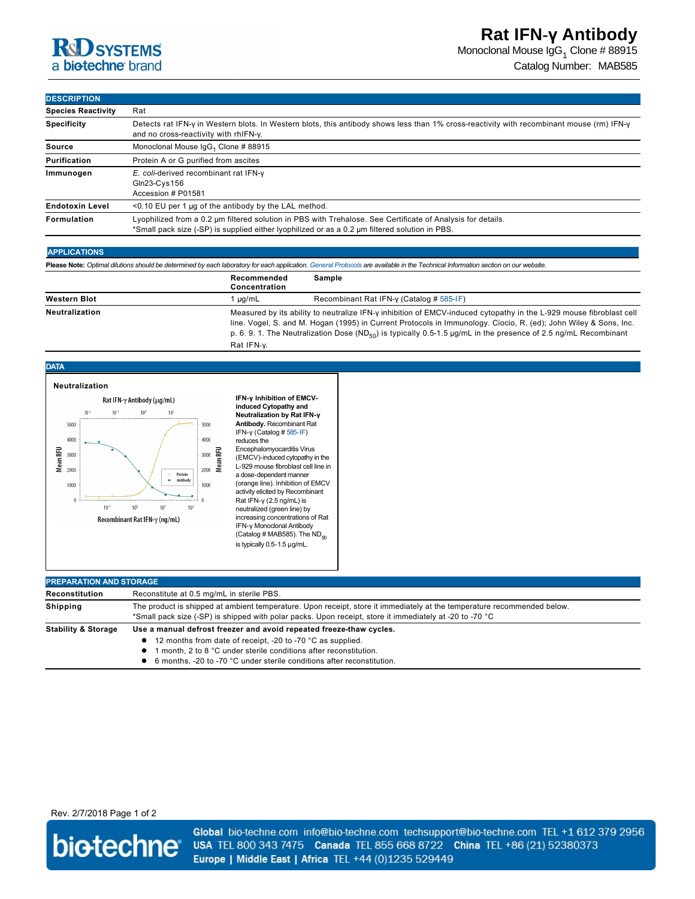# Rat IFN-γ Antibody

Monoclonal Mouse $IgG_1$ Clone # 88915

Catalog Number: MAB585

## DESCRIPTION

| | |
|---|---|
| **Species Reactivity** | Rat |
| **Specificity** | Detects rat IFN-γ in Western blots. In Western blots, this antibody shows less than 1% cross-reactivity with recombinant mouse (rm) IFN-γ and no cross-reactivity with rhIFN-γ. |
| **Source** | Monoclonal Mouse $IgG_1$ Clone # 88915 |
| **Purification** | Protein A or G purified from ascites |
| **Immunogen** | *E. coli*-derived recombinant rat IFN-γ<br>Gln23-Cys156<br>Accession # P01581 |
| **Endotoxin Level** | <0.10 EU per 1 μg of the antibody by the LAL method. |
| **Formulation** | Lyophilized from a 0.2 μm filtered solution in PBS with Trehalose. See Certificate of Analysis for details.<br>*Small pack size (-SP) is supplied either lyophilized or as a 0.2 μm filtered solution in PBS. |

## APPLICATIONS

**Please Note:** *Optimal dilutions should be determined by each laboratory for each application. General Protocols are available in the Technical Information section on our website.*

| | Recommended Concentration | Sample |
|---|---|---|
| **Western Blot** | 1 μg/mL | Recombinant Rat IFN-γ (Catalog # 585-IF) |
| **Neutralization** | Measured by its ability to neutralize IFN-γ inhibition of EMCV-induced cytopathy in the L-929 mouse fibroblast cell line. Vogel, S. and M. Hogan (1995) in Current Protocols in Immunology. Ciocio, R. (ed); John Wiley & Sons, Inc. p. 6. 9. 1. The Neutralization Dose ($ND_{50}$) is typically 0.5-1.5 μg/mL in the presence of 2.5 ng/mL Recombinant Rat IFN-γ. | |

## DATA

**Neutralization**

**IFN-γ Inhibition of EMCV-induced Cytopathy and Neutralization by Rat IFN-γ Antibody.** Recombinant Rat IFN-γ (Catalog # 585-IF) reduces the Encephalomyocarditis Virus (EMCV)-induced cytopathy in the L-929 mouse fibroblast cell line in a dose-dependent manner (orange line). Inhibition of EMCV activity elicited by Recombinant Rat IFN-γ (2.5 ng/mL) is neutralized (green line) by increasing concentrations of Rat IFN-γ Monoclonal Antibody (Catalog # MAB585). The $ND_{50}$ is typically 0.5-1.5 μg/mL.

## PREPARATION AND STORAGE

| | |
|---|---|
| **Reconstitution** | Reconstitute at 0.5 mg/mL in sterile PBS. |
| **Shipping** | The product is shipped at ambient temperature. Upon receipt, store it immediately at the temperature recommended below.<br>*Small pack size (-SP) is shipped with polar packs. Upon receipt, store it immediately at -20 to -70 °C |
| **Stability & Storage** | **Use a manual defrost freezer and avoid repeated freeze-thaw cycles.**<br>● 12 months from date of receipt, -20 to -70 °C as supplied.<br>● 1 month, 2 to 8 °C under sterile conditions after reconstitution.<br>● 6 months, -20 to -70 °C under sterile conditions after reconstitution. |

Rev. 2/7/2018

**Global** bio-techne.com info@bio-techne.com techsupport@bio-techne.com TEL +1 612 379 2956
**USA** TEL 800 343 7475 **Canada** TEL 855 668 8722 **China** TEL +86 (21) 52380373
**Europe | Middle East | Africa** TEL +44 (0)1235 529449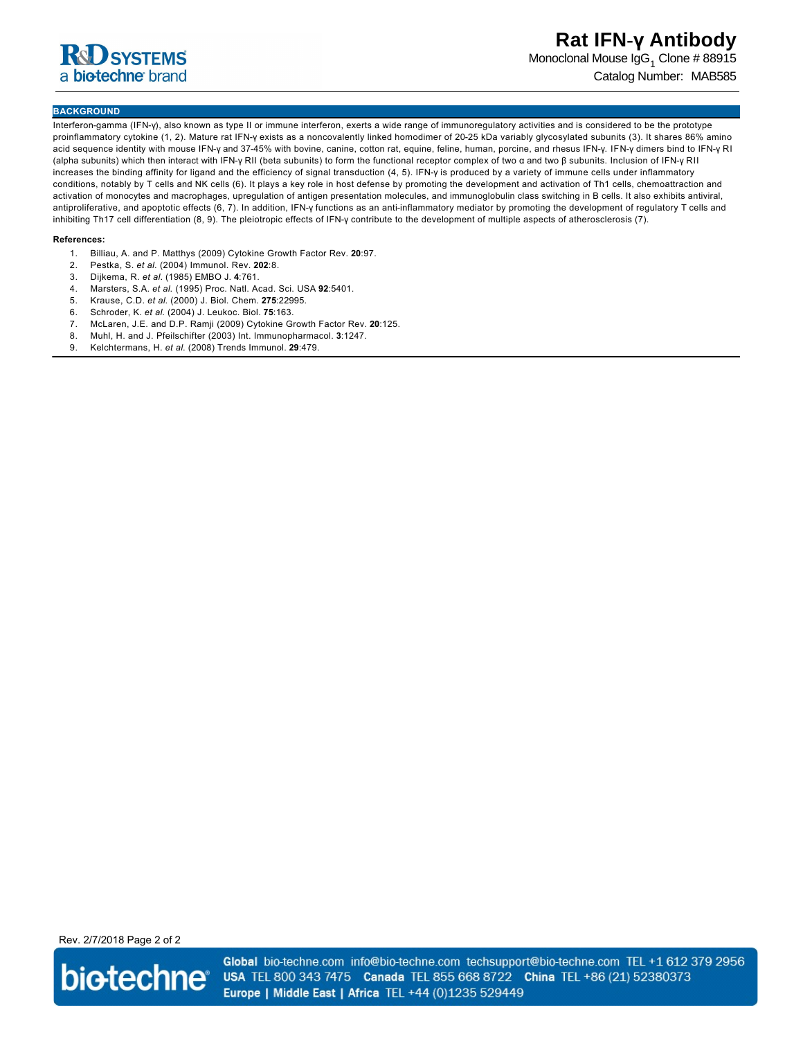# Rat IFN-γ Antibody

Monoclonal Mouse $IgG_1$ Clone # 88915

Catalog Number: MAB585

## BACKGROUND

Interferon-gamma (IFN-γ), also known as type II or immune interferon, exerts a wide range of immunoregulatory activities and is considered to be the prototype proinflammatory cytokine (1, 2). Mature rat IFN-γ exists as a noncovalently linked homodimer of 20-25 kDa variably glycosylated subunits (3). It shares 86% amino acid sequence identity with mouse IFN-γ and 37-45% with bovine, canine, cotton rat, equine, feline, human, porcine, and rhesus IFN-γ. IFN-γ dimers bind to IFN-γ RI (alpha subunits) which then interact with IFN-γ RII (beta subunits) to form the functional receptor complex of two α and two β subunits. Inclusion of IFN-γ RII increases the binding affinity for ligand and the efficiency of signal transduction (4, 5). IFN-γ is produced by a variety of immune cells under inflammatory conditions, notably by T cells and NK cells (6). It plays a key role in host defense by promoting the development and activation of Th1 cells, chemoattraction and activation of monocytes and macrophages, upregulation of antigen presentation molecules, and immunoglobulin class switching in B cells. It also exhibits antiviral, antiproliferative, and apoptotic effects (6, 7). In addition, IFN-γ functions as an anti-inflammatory mediator by promoting the development of regulatory T cells and inhibiting Th17 cell differentiation (8, 9). The pleiotropic effects of IFN-γ contribute to the development of multiple aspects of atherosclerosis (7).

**References:**

1. Billiau, A. and P. Matthys (2009) Cytokine Growth Factor Rev. **20**:97.
2. Pestka, S. *et al.* (2004) Immunol. Rev. **202**:8.
3. Dijkema, R. *et al.* (1985) EMBO J. **4**:761.
4. Marsters, S.A. *et al.* (1995) Proc. Natl. Acad. Sci. USA **92**:5401.
5. Krause, C.D. *et al.* (2000) J. Biol. Chem. **275**:22995.
6. Schroder, K. *et al.* (2004) J. Leukoc. Biol. **75**:163.
7. McLaren, J.E. and D.P. Ramji (2009) Cytokine Growth Factor Rev. **20**:125.
8. Muhl, H. and J. Pfeilschifter (2003) Int. Immunopharmacol. **3**:1247.
9. Kelchtermans, H. *et al.* (2008) Trends Immunol. **29**:479.

Rev. 2/7/2018

**Global** bio-techne.com info@bio-techne.com techsupport@bio-techne.com TEL +1 612 379 2956
**USA** TEL 800 343 7475 **Canada** TEL 855 668 8722 **China** TEL +86 (21) 52380373
**Europe | Middle East | Africa** TEL +44 (0)1235 529449